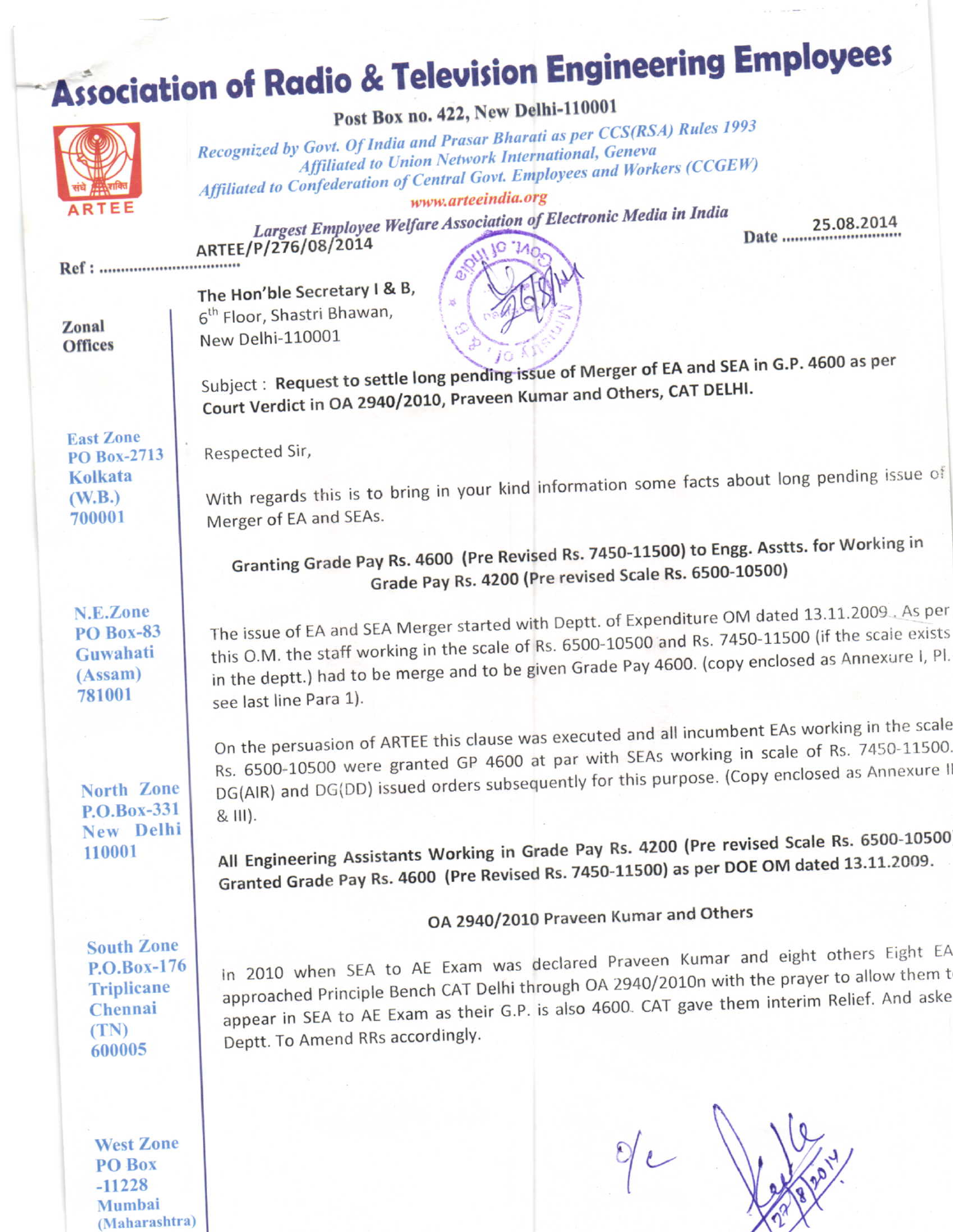# Association of Radio & Television Engineering Employees

**Post Box no. 422, New Delhi-110001**

*Recognized by Govt. Of India and Prasar Bharati as per CCS(RSA) Rules 1993*
*Affiliated to Union Network International, Geneva*
*Affiliated to Confederation of Central Govt. Employees and Workers (CCGEW)*
*www.arteeindia.org*

ARTEE

***Largest Employee Welfare Association of Electronic Media in India***

Ref : ARTEE/P/276/08/2014

Date 25.08.2014

**Zonal Offices**

**East Zone**
PO Box-2713
Kolkata
(W.B.)
700001

**N.E.Zone**
PO Box-83
Guwahati
(Assam)
781001

**North Zone**
P.O.Box-331
New Delhi
110001

**South Zone**
P.O.Box-176
Triplicane
Chennai
(TN)
600005

**West Zone**
PO Box
-11228
Mumbai
(Maharashtra)

The Hon'ble Secretary I & B,
6th Floor, Shastri Bhawan,
New Delhi-110001

Subject : **Request to settle long pending issue of Merger of EA and SEA in G.P. 4600 as per Court Verdict in OA 2940/2010, Praveen Kumar and Others, CAT DELHI.**

Respected Sir,

With regards this is to bring in your kind information some facts about long pending issue of Merger of EA and SEAs.

**Granting Grade Pay Rs. 4600 (Pre Revised Rs. 7450-11500) to Engg. Asstts. for Working in Grade Pay Rs. 4200 (Pre revised Scale Rs. 6500-10500)**

The issue of EA and SEA Merger started with Deptt. of Expenditure OM dated 13.11.2009. As per this O.M. the staff working in the scale of Rs. 6500-10500 and Rs. 7450-11500 (if the scale exists in the deptt.) had to be merge and to be given Grade Pay 4600. (copy enclosed as Annexure I, Pl. see last line Para 1).

On the persuasion of ARTEE this clause was executed and all incumbent EAs working in the scale Rs. 6500-10500 were granted GP 4600 at par with SEAs working in scale of Rs. 7450-11500. DG(AIR) and DG(DD) issued orders subsequently for this purpose. (Copy enclosed as Annexure II & III).

**All Engineering Assistants Working in Grade Pay Rs. 4200 (Pre revised Scale Rs. 6500-10500 Granted Grade Pay Rs. 4600 (Pre Revised Rs. 7450-11500) as per DOE OM dated 13.11.2009.**

**OA 2940/2010 Praveen Kumar and Others**

In 2010 when SEA to AE Exam was declared Praveen Kumar and eight others Eight EA approached Principle Bench CAT Delhi through OA 2940/2010n with the prayer to allow them to appear in SEA to AE Exam as their G.P. is also 4600. CAT gave them interim Relief. And asked Deptt. To Amend RRs accordingly.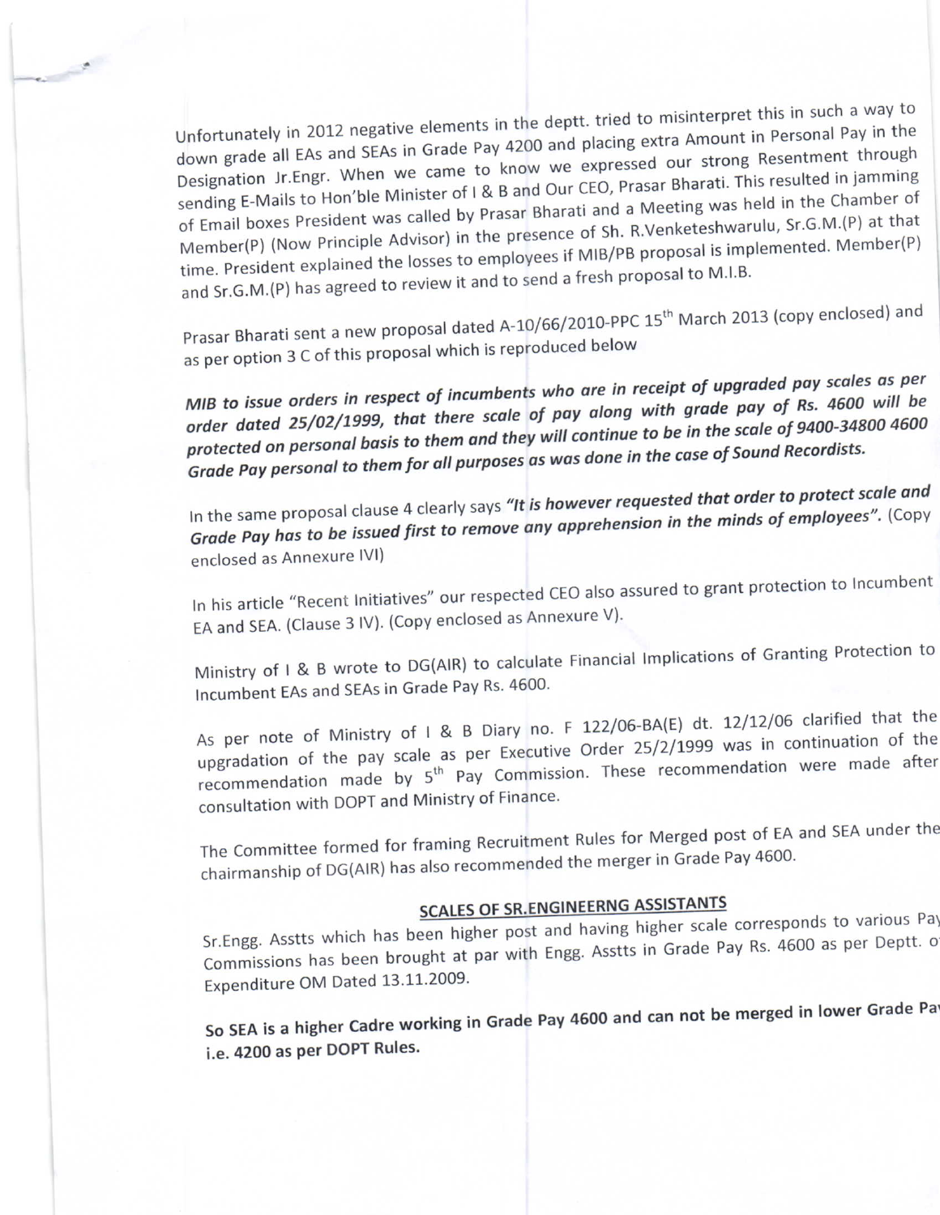Unfortunately in 2012 negative elements in the deptt. tried to misinterpret this in such a way to down grade all EAs and SEAs in Grade Pay 4200 and placing extra Amount in Personal Pay in the Designation Jr.Engr. When we came to know we expressed our strong Resentment through sending E-Mails to Hon'ble Minister of I & B and Our CEO, Prasar Bharati. This resulted in jamming of Email boxes President was called by Prasar Bharati and a Meeting was held in the Chamber of Member(P) (Now Principle Advisor) in the presence of Sh. R.Venketeshwarulu, Sr.G.M.(P) at that time. President explained the losses to employees if MIB/PB proposal is implemented. Member(P) and Sr.G.M.(P) has agreed to review it and to send a fresh proposal to M.I.B.

Prasar Bharati sent a new proposal dated A-10/66/2010-PPC 15th March 2013 (copy enclosed) and as per option 3 C of this proposal which is reproduced below

***MIB to issue orders in respect of incumbents who are in receipt of upgraded pay scales as per order dated 25/02/1999, that there scale of pay along with grade pay of Rs. 4600 will be protected on personal basis to them and they will continue to be in the scale of 9400-34800 4600 Grade Pay personal to them for all purposes as was done in the case of Sound Recordists.***

In the same proposal clause 4 clearly says ***"It is however requested that order to protect scale and Grade Pay has to be issued first to remove any apprehension in the minds of employees".*** (Copy enclosed as Annexure IVI)

In his article "Recent Initiatives" our respected CEO also assured to grant protection to Incumbent EA and SEA. (Clause 3 IV). (Copy enclosed as Annexure V).

Ministry of I & B wrote to DG(AIR) to calculate Financial Implications of Granting Protection to Incumbent EAs and SEAs in Grade Pay Rs. 4600.

As per note of Ministry of I & B Diary no. F 122/06-BA(E) dt. 12/12/06 clarified that the upgradation of the pay scale as per Executive Order 25/2/1999 was in continuation of the recommendation made by 5th Pay Commission. These recommendation were made after consultation with DOPT and Ministry of Finance.

The Committee formed for framing Recruitment Rules for Merged post of EA and SEA under the chairmanship of DG(AIR) has also recommended the merger in Grade Pay 4600.

## SCALES OF SR.ENGINEERNG ASSISTANTS

Sr.Engg. Asstts which has been higher post and having higher scale corresponds to various Pay Commissions has been brought at par with Engg. Asstts in Grade Pay Rs. 4600 as per Deptt. of Expenditure OM Dated 13.11.2009.

**So SEA is a higher Cadre working in Grade Pay 4600 and can not be merged in lower Grade Pay i.e. 4200 as per DOPT Rules.**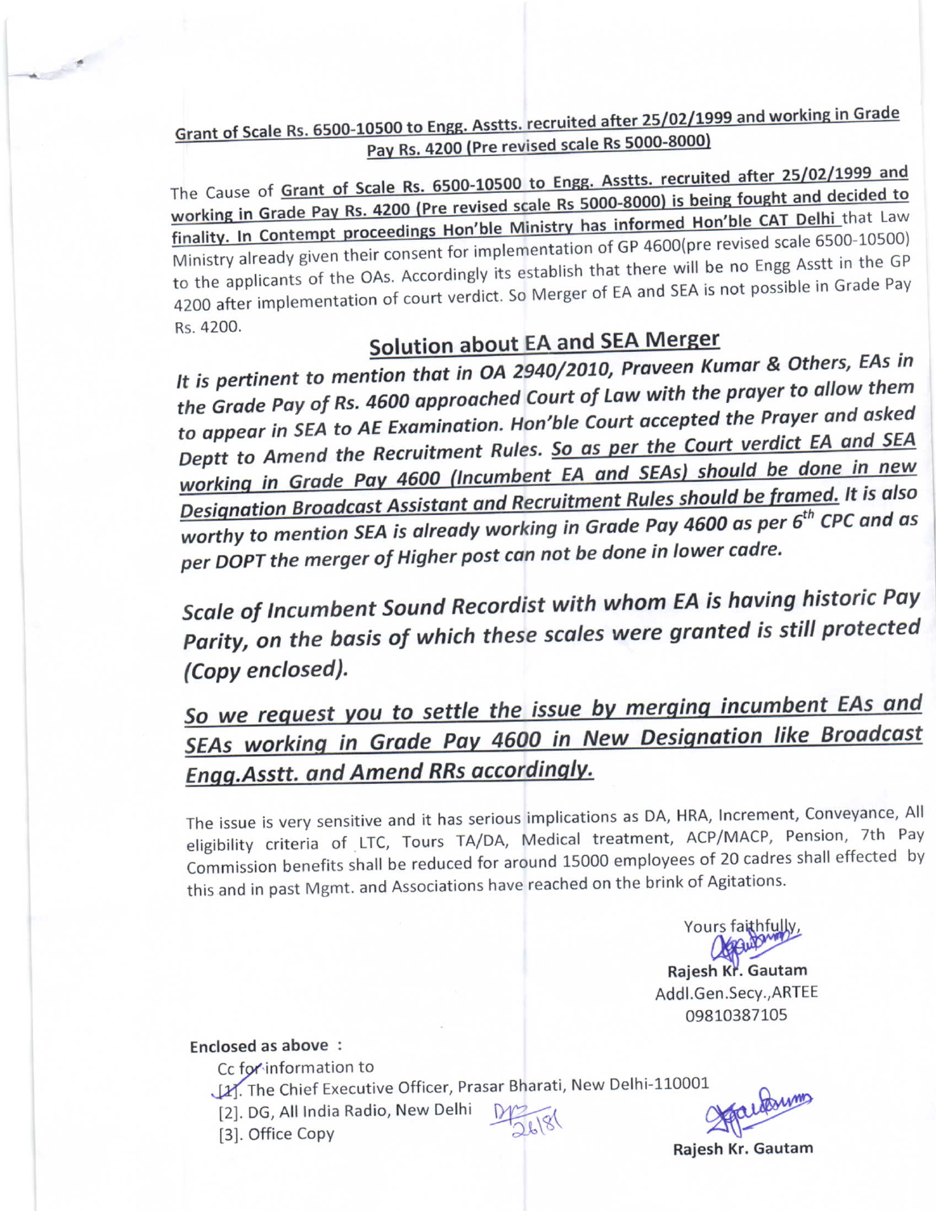**Grant of Scale Rs. 6500-10500 to Engg. Asstts. recruited after 25/02/1999 and working in Grade Pay Rs. 4200 (Pre revised scale Rs 5000-8000)**

The Cause of **Grant of Scale Rs. 6500-10500 to Engg. Asstts. recruited after 25/02/1999 and working in Grade Pay Rs. 4200 (Pre revised scale Rs 5000-8000) is being fought and decided to finality. In Contempt proceedings Hon'ble Ministry has informed Hon'ble CAT Delhi** that Law Ministry already given their consent for implementation of GP 4600(pre revised scale 6500-10500) to the applicants of the OAs. Accordingly its establish that there will be no Engg Asstt in the GP 4200 after implementation of court verdict. So Merger of EA and SEA is not possible in Grade Pay Rs. 4200.

## Solution about EA and SEA Merger

***It is pertinent to mention that in OA 2940/2010, Praveen Kumar & Others, EAs in the Grade Pay of Rs. 4600 approached Court of Law with the prayer to allow them to appear in SEA to AE Examination. Hon'ble Court accepted the Prayer and asked Deptt to Amend the Recruitment Rules. So as per the Court verdict EA and SEA working in Grade Pay 4600 (Incumbent EA and SEAs) should be done in new Designation Broadcast Assistant and Recruitment Rules should be framed. It is also worthy to mention SEA is already working in Grade Pay 4600 as per 6th CPC and as per DOPT the merger of Higher post can not be done in lower cadre.***

***Scale of Incumbent Sound Recordist with whom EA is having historic Pay Parity, on the basis of which these scales were granted is still protected (Copy enclosed).***

***So we request you to settle the issue by merging incumbent EAs and SEAs working in Grade Pay 4600 in New Designation like Broadcast Engg.Asstt. and Amend RRs accordingly.***

The issue is very sensitive and it has serious implications as DA, HRA, Increment, Conveyance, All eligibility criteria of LTC, Tours TA/DA, Medical treatment, ACP/MACP, Pension, 7th Pay Commission benefits shall be reduced for around 15000 employees of 20 cadres shall effected by this and in past Mgmt. and Associations have reached on the brink of Agitations.

Yours faithfully,

**Rajesh Kr. Gautam**
Addl.Gen.Secy.,ARTEE
09810387105

**Enclosed as above :**

Cc for information to

[1]. The Chief Executive Officer, Prasar Bharati, New Delhi-110001
[2]. DG, All India Radio, New Delhi
[3]. Office Copy

**Rajesh Kr. Gautam**